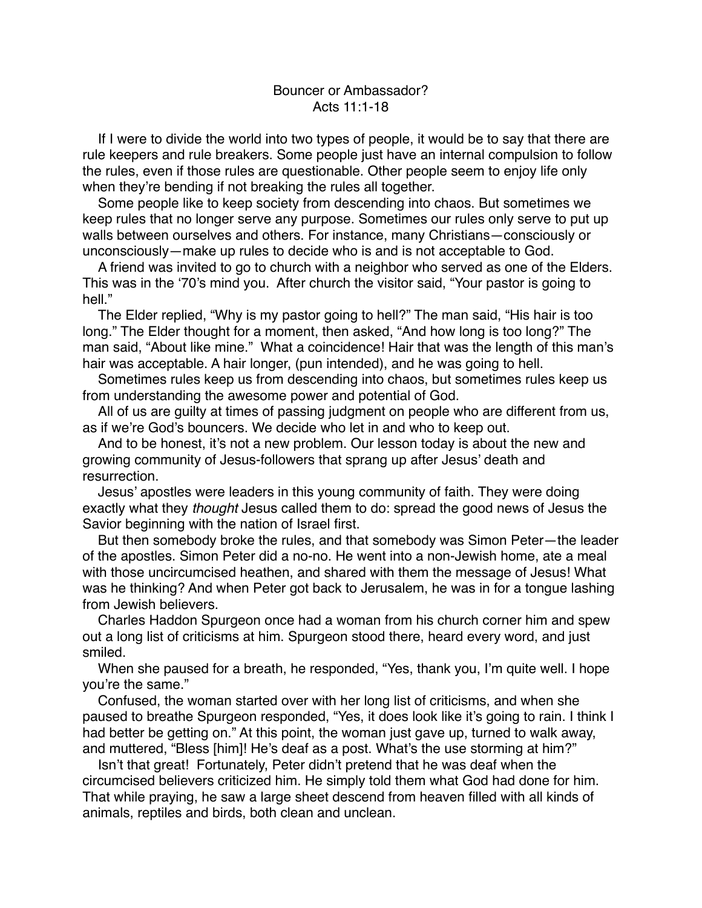# Bouncer or Ambassador?
## Acts 11:1-18

If I were to divide the world into two types of people, it would be to say that there are rule keepers and rule breakers. Some people just have an internal compulsion to follow the rules, even if those rules are questionable. Other people seem to enjoy life only when they're bending if not breaking the rules all together.

Some people like to keep society from descending into chaos. But sometimes we keep rules that no longer serve any purpose. Sometimes our rules only serve to put up walls between ourselves and others. For instance, many Christians—consciously or unconsciously—make up rules to decide who is and is not acceptable to God.

A friend was invited to go to church with a neighbor who served as one of the Elders. This was in the '70's mind you. After church the visitor said, "Your pastor is going to hell."

The Elder replied, "Why is my pastor going to hell?" The man said, "His hair is too long." The Elder thought for a moment, then asked, "And how long is too long?" The man said, "About like mine." What a coincidence! Hair that was the length of this man's hair was acceptable. A hair longer, (pun intended), and he was going to hell.

Sometimes rules keep us from descending into chaos, but sometimes rules keep us from understanding the awesome power and potential of God.

All of us are guilty at times of passing judgment on people who are different from us, as if we're God's bouncers. We decide who let in and who to keep out.

And to be honest, it's not a new problem. Our lesson today is about the new and growing community of Jesus-followers that sprang up after Jesus' death and resurrection.

Jesus' apostles were leaders in this young community of faith. They were doing exactly what they *thought* Jesus called them to do: spread the good news of Jesus the Savior beginning with the nation of Israel first.

But then somebody broke the rules, and that somebody was Simon Peter—the leader of the apostles. Simon Peter did a no-no. He went into a non-Jewish home, ate a meal with those uncircumcised heathen, and shared with them the message of Jesus! What was he thinking? And when Peter got back to Jerusalem, he was in for a tongue lashing from Jewish believers.

Charles Haddon Spurgeon once had a woman from his church corner him and spew out a long list of criticisms at him. Spurgeon stood there, heard every word, and just smiled.

When she paused for a breath, he responded, "Yes, thank you, I'm quite well. I hope you're the same."

Confused, the woman started over with her long list of criticisms, and when she paused to breathe Spurgeon responded, "Yes, it does look like it's going to rain. I think I had better be getting on." At this point, the woman just gave up, turned to walk away, and muttered, "Bless [him]! He's deaf as a post. What's the use storming at him?"

Isn't that great! Fortunately, Peter didn't pretend that he was deaf when the circumcised believers criticized him. He simply told them what God had done for him. That while praying, he saw a large sheet descend from heaven filled with all kinds of animals, reptiles and birds, both clean and unclean.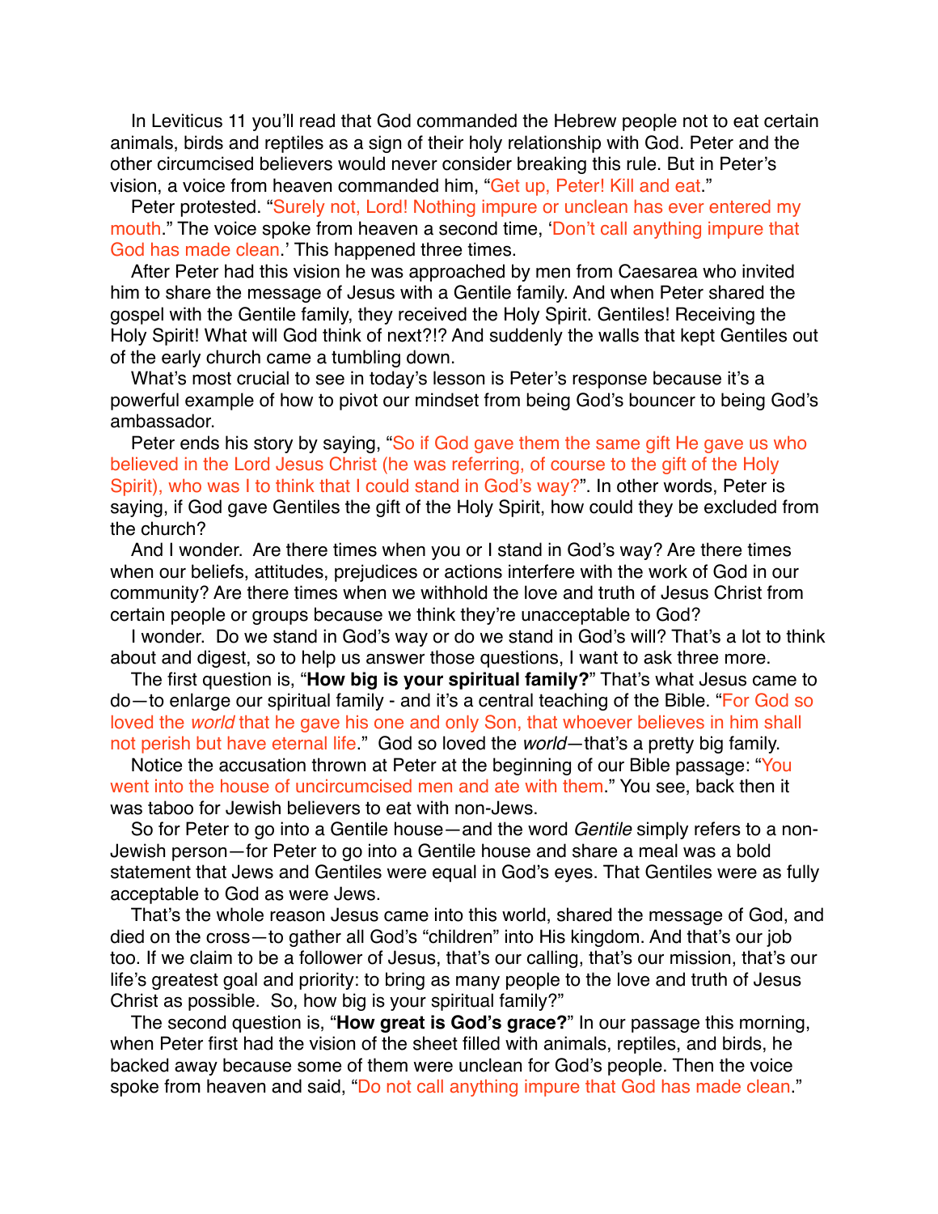In Leviticus 11 you'll read that God commanded the Hebrew people not to eat certain animals, birds and reptiles as a sign of their holy relationship with God. Peter and the other circumcised believers would never consider breaking this rule. But in Peter's vision, a voice from heaven commanded him, "Get up, Peter! Kill and eat."

Peter protested. "Surely not, Lord! Nothing impure or unclean has ever entered my mouth." The voice spoke from heaven a second time, 'Don't call anything impure that God has made clean.' This happened three times.

After Peter had this vision he was approached by men from Caesarea who invited him to share the message of Jesus with a Gentile family. And when Peter shared the gospel with the Gentile family, they received the Holy Spirit. Gentiles! Receiving the Holy Spirit! What will God think of next?!? And suddenly the walls that kept Gentiles out of the early church came a tumbling down.

What's most crucial to see in today's lesson is Peter's response because it's a powerful example of how to pivot our mindset from being God's bouncer to being God's ambassador.

Peter ends his story by saying, "So if God gave them the same gift He gave us who believed in the Lord Jesus Christ (he was referring, of course to the gift of the Holy Spirit), who was I to think that I could stand in God's way?". In other words, Peter is saying, if God gave Gentiles the gift of the Holy Spirit, how could they be excluded from the church?

And I wonder. Are there times when you or I stand in God's way? Are there times when our beliefs, attitudes, prejudices or actions interfere with the work of God in our community? Are there times when we withhold the love and truth of Jesus Christ from certain people or groups because we think they're unacceptable to God?

I wonder. Do we stand in God's way or do we stand in God's will? That's a lot to think about and digest, so to help us answer those questions, I want to ask three more.

The first question is, "**How big is your spiritual family?**" That's what Jesus came to do—to enlarge our spiritual family - and it's a central teaching of the Bible. "For God so loved the *world* that he gave his one and only Son, that whoever believes in him shall not perish but have eternal life." God so loved the *world*—that's a pretty big family.

Notice the accusation thrown at Peter at the beginning of our Bible passage: "You went into the house of uncircumcised men and ate with them." You see, back then it was taboo for Jewish believers to eat with non-Jews.

So for Peter to go into a Gentile house—and the word *Gentile* simply refers to a non-Jewish person—for Peter to go into a Gentile house and share a meal was a bold statement that Jews and Gentiles were equal in God's eyes. That Gentiles were as fully acceptable to God as were Jews.

That's the whole reason Jesus came into this world, shared the message of God, and died on the cross—to gather all God's "children" into His kingdom. And that's our job too. If we claim to be a follower of Jesus, that's our calling, that's our mission, that's our life's greatest goal and priority: to bring as many people to the love and truth of Jesus Christ as possible. So, how big is your spiritual family?"

The second question is, "**How great is God's grace?**" In our passage this morning, when Peter first had the vision of the sheet filled with animals, reptiles, and birds, he backed away because some of them were unclean for God's people. Then the voice spoke from heaven and said, "Do not call anything impure that God has made clean."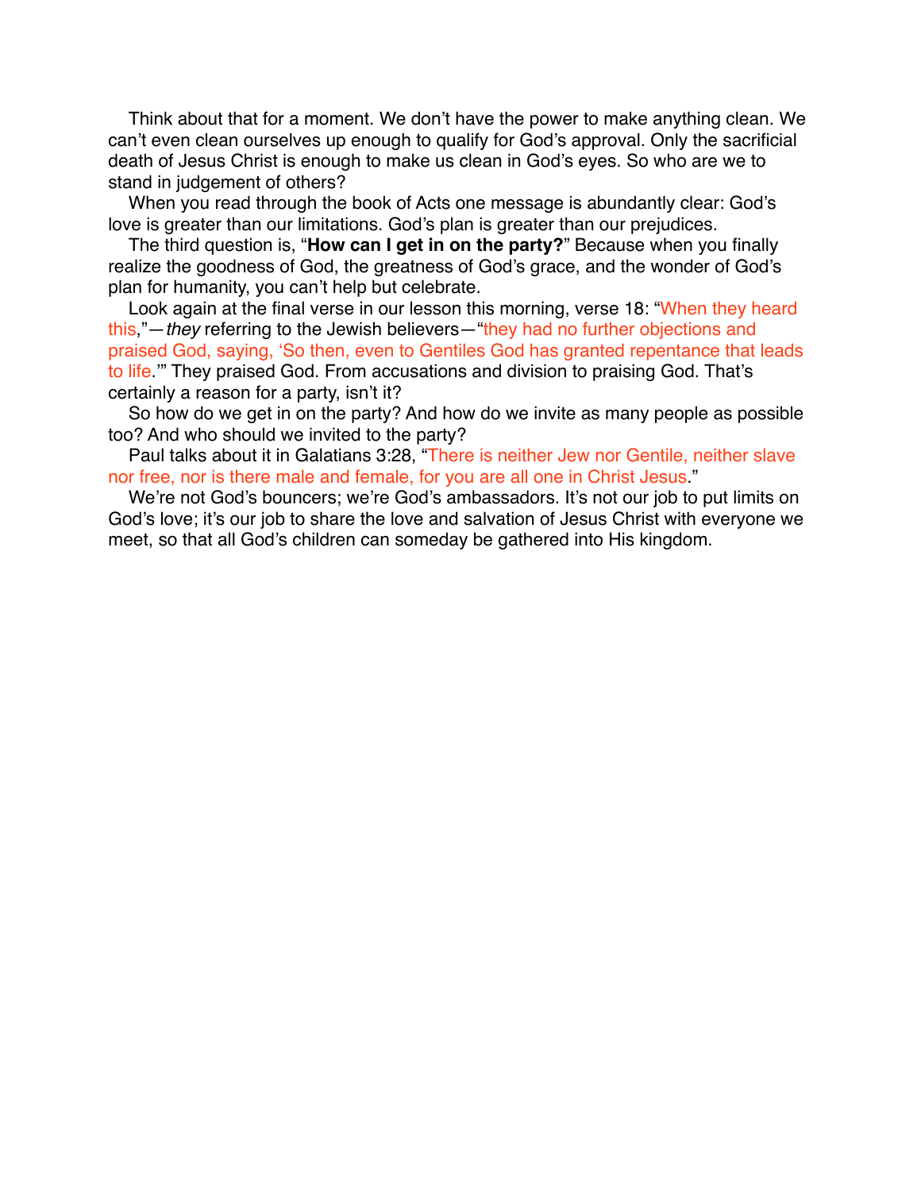Think about that for a moment. We don't have the power to make anything clean. We can't even clean ourselves up enough to qualify for God's approval. Only the sacrificial death of Jesus Christ is enough to make us clean in God's eyes. So who are we to stand in judgement of others?

When you read through the book of Acts one message is abundantly clear: God's love is greater than our limitations. God's plan is greater than our prejudices.

The third question is, "**How can I get in on the party?**" Because when you finally realize the goodness of God, the greatness of God's grace, and the wonder of God's plan for humanity, you can't help but celebrate.

Look again at the final verse in our lesson this morning, verse 18: "When they heard this,"—*they* referring to the Jewish believers—"they had no further objections and praised God, saying, 'So then, even to Gentiles God has granted repentance that leads to life.'" They praised God. From accusations and division to praising God. That's certainly a reason for a party, isn't it?

So how do we get in on the party? And how do we invite as many people as possible too? And who should we invited to the party?

Paul talks about it in Galatians 3:28, "There is neither Jew nor Gentile, neither slave nor free, nor is there male and female, for you are all one in Christ Jesus."

We're not God's bouncers; we're God's ambassadors. It's not our job to put limits on God's love; it's our job to share the love and salvation of Jesus Christ with everyone we meet, so that all God's children can someday be gathered into His kingdom.